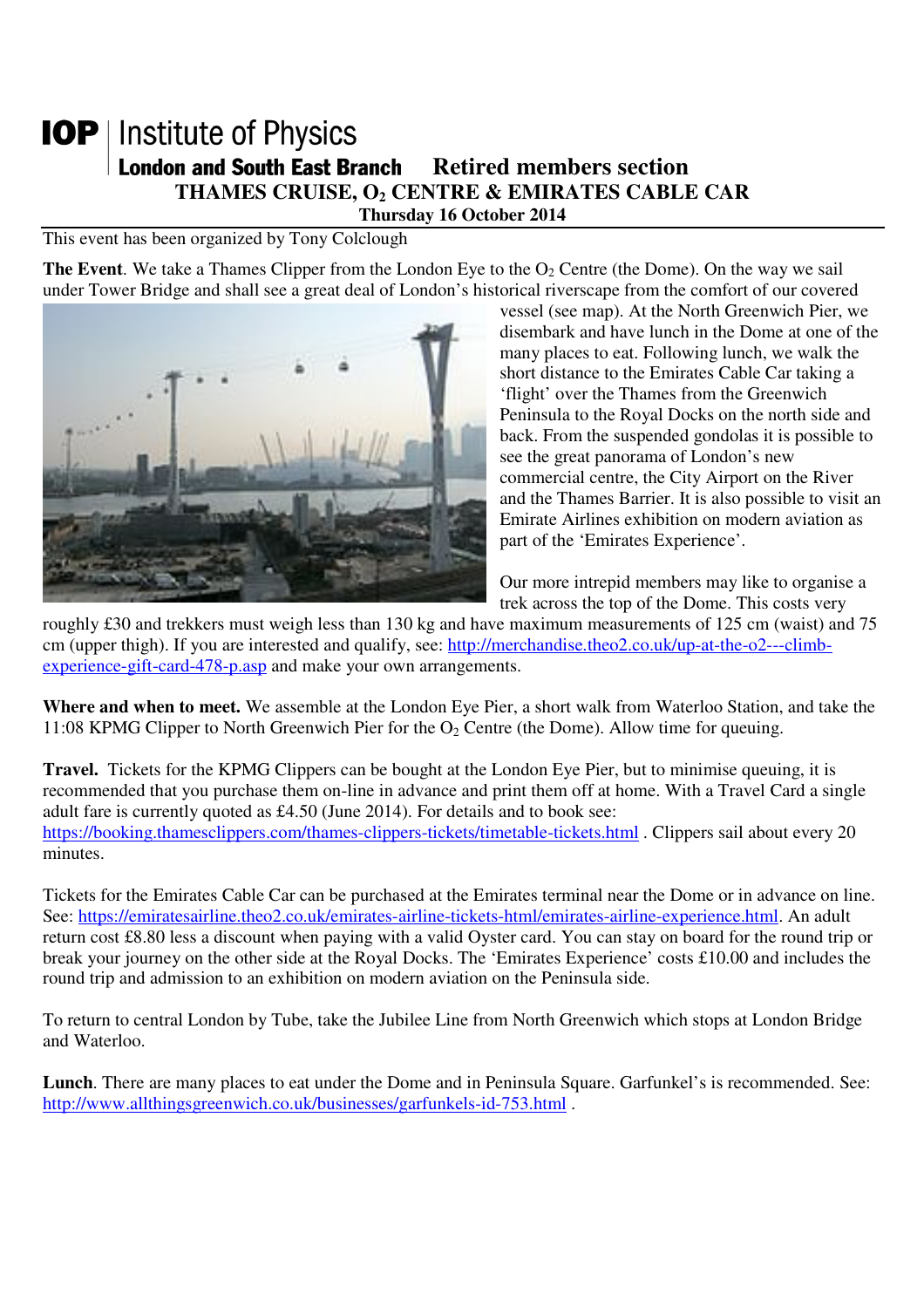# IOP | Institute of Physics

## London and South East Branch — Retired members section

## THAMES CRUISE, $O_2$ CENTRE & EMIRATES CABLE CAR

**Thursday 16 October 2014**

This event has been organized by Tony Colclough

**The Event**. We take a Thames Clipper from the London Eye to the $O_2$ Centre (the Dome). On the way we sail under Tower Bridge and shall see a great deal of London's historical riverscape from the comfort of our covered vessel (see map). At the North Greenwich Pier, we disembark and have lunch in the Dome at one of the many places to eat. Following lunch, we walk the short distance to the Emirates Cable Car taking a 'flight' over the Thames from the Greenwich Peninsula to the Royal Docks on the north side and back. From the suspended gondolas it is possible to see the great panorama of London's new commercial centre, the City Airport on the River and the Thames Barrier. It is also possible to visit an Emirate Airlines exhibition on modern aviation as part of the 'Emirates Experience'.

Our more intrepid members may like to organise a trek across the top of the Dome. This costs very roughly £30 and trekkers must weigh less than 130 kg and have maximum measurements of 125 cm (waist) and 75 cm (upper thigh). If you are interested and qualify, see: http://merchandise.theo2.co.uk/up-at-the-o2---climb-experience-gift-card-478-p.asp and make your own arrangements.

**Where and when to meet.** We assemble at the London Eye Pier, a short walk from Waterloo Station, and take the 11:08 KPMG Clipper to North Greenwich Pier for the $O_2$ Centre (the Dome). Allow time for queuing.

**Travel.** Tickets for the KPMG Clippers can be bought at the London Eye Pier, but to minimise queuing, it is recommended that you purchase them on-line in advance and print them off at home. With a Travel Card a single adult fare is currently quoted as £4.50 (June 2014). For details and to book see: https://booking.thamesclippers.com/thames-clippers-tickets/timetable-tickets.html . Clippers sail about every 20 minutes.

Tickets for the Emirates Cable Car can be purchased at the Emirates terminal near the Dome or in advance on line. See: https://emiratesairline.theo2.co.uk/emirates-airline-tickets-html/emirates-airline-experience.html. An adult return cost £8.80 less a discount when paying with a valid Oyster card. You can stay on board for the round trip or break your journey on the other side at the Royal Docks. The 'Emirates Experience' costs £10.00 and includes the round trip and admission to an exhibition on modern aviation on the Peninsula side.

To return to central London by Tube, take the Jubilee Line from North Greenwich which stops at London Bridge and Waterloo.

**Lunch**. There are many places to eat under the Dome and in Peninsula Square. Garfunkel's is recommended. See: http://www.allthingsgreenwich.co.uk/businesses/garfunkels-id-753.html .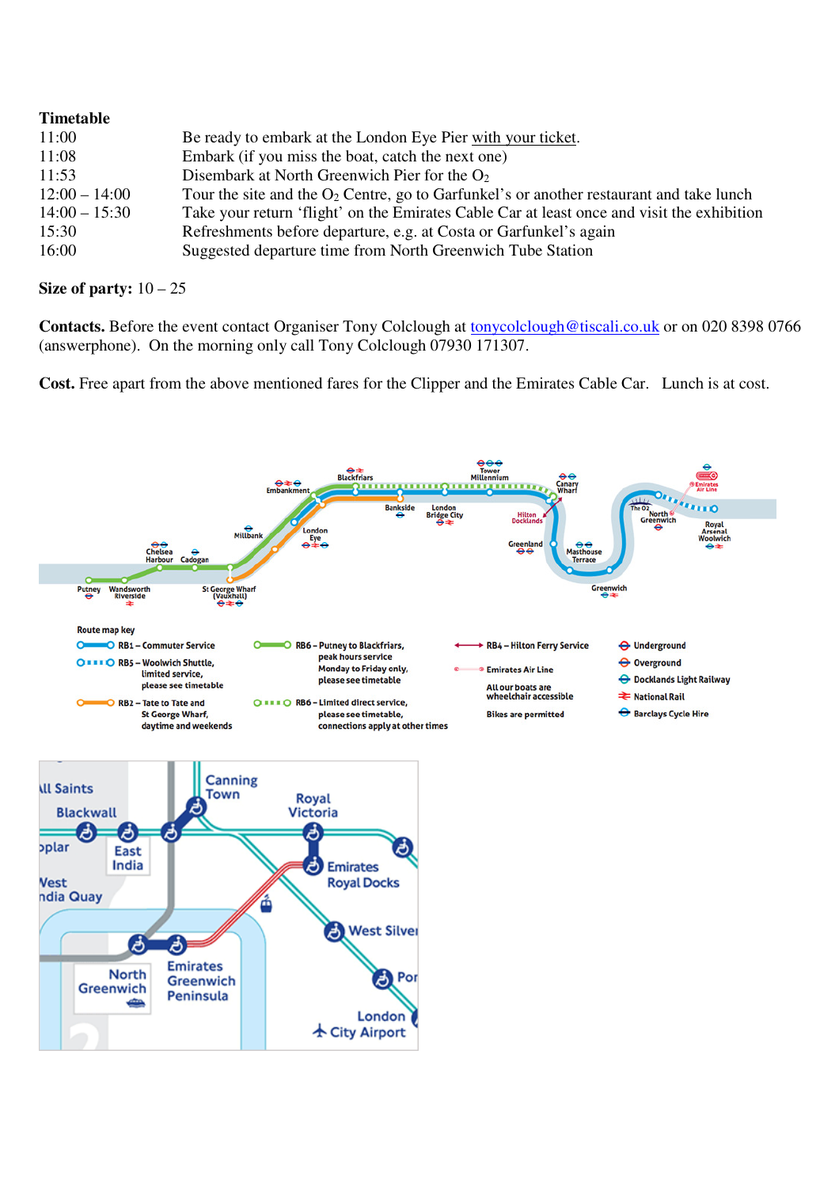**Timetable**

| | |
|---|---|
| 11:00 | Be ready to embark at the London Eye Pier with your ticket. |
| 11:08 | Embark (if you miss the boat, catch the next one) |
| 11:53 | Disembark at North Greenwich Pier for the $O_2$ |
| 12:00 – 14:00 | Tour the site and the $O_2$ Centre, go to Garfunkel's or another restaurant and take lunch |
| 14:00 – 15:30 | Take your return 'flight' on the Emirates Cable Car at least once and visit the exhibition |
| 15:30 | Refreshments before departure, e.g. at Costa or Garfunkel's again |
| 16:00 | Suggested departure time from North Greenwich Tube Station |

**Size of party:** 10 – 25

**Contacts.** Before the event contact Organiser Tony Colclough at tonycolclough@tiscali.co.uk or on 020 8398 0766 (answerphone). On the morning only call Tony Colclough 07930 171307.

**Cost.** Free apart from the above mentioned fares for the Clipper and the Emirates Cable Car. Lunch is at cost.

Putney
Wandsworth Riverside
Chelsea Harbour
Cadogan
St George Wharf (Vauxhall)
Millbank
London Eye
Embankment
Blackfriars
Bankside
London Bridge City
Tower Millennium
Canary Wharf
Hilton Docklands
Greenland
Masthouse Terrace
Greenwich
The O2
North Greenwich
Emirates Air Line
Royal Arsenal Woolwich

Route map key

RB1 – Commuter Service
RB5 – Woolwich Shuttle, limited service, please see timetable
RB2 – Tate to Tate and St George Wharf, daytime and weekends
RB6 – Putney to Blackfriars, peak hours service Monday to Friday only, please see timetable
RB6 – Limited direct service, please see timetable, connections apply at other times
RB4 – Hilton Ferry Service
Emirates Air Line
All our boats are wheelchair accessible
Bikes are permitted
Underground
Overground
Docklands Light Railway
National Rail
Barclays Cycle Hire

All Saints
Blackwall
Poplar
East India
West India Quay
Canning Town
Royal Victoria
Emirates Royal Docks
West Silver
Por
London City Airport
North Greenwich
Emirates Greenwich Peninsula